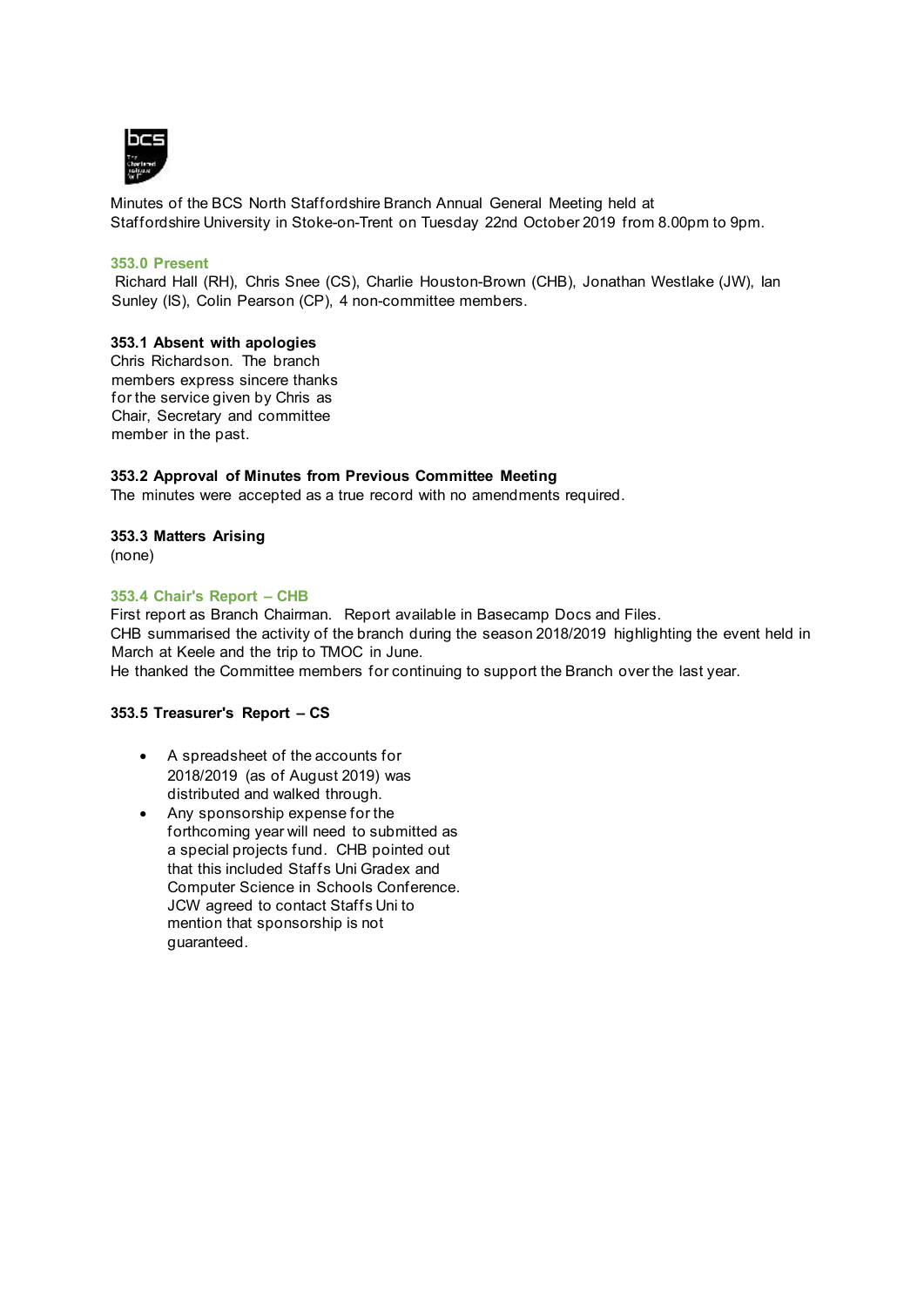Minutes of the BCS North Staffordshire Branch Annual General Meeting held at Staffordshire University in Stoke-on-Trent on Tuesday 22nd October 2019 from 8.00pm to 9pm.

### 353.0 Present

Richard Hall (RH), Chris Snee (CS), Charlie Houston-Brown (CHB), Jonathan Westlake (JW), Ian Sunley (IS), Colin Pearson (CP), 4 non-committee members.

### 353.1 Absent with apologies

Chris Richardson. The branch members express sincere thanks for the service given by Chris as Chair, Secretary and committee member in the past.

### 353.2 Approval of Minutes from Previous Committee Meeting

The minutes were accepted as a true record with no amendments required.

### 353.3 Matters Arising

(none)

### 353.4 Chair's Report – CHB

First report as Branch Chairman. Report available in Basecamp Docs and Files.
CHB summarised the activity of the branch during the season 2018/2019 highlighting the event held in March at Keele and the trip to TMOC in June.
He thanked the Committee members for continuing to support the Branch over the last year.

### 353.5 Treasurer's Report – CS

- A spreadsheet of the accounts for 2018/2019 (as of August 2019) was distributed and walked through.
- Any sponsorship expense for the forthcoming year will need to submitted as a special projects fund. CHB pointed out that this included Staffs Uni Gradex and Computer Science in Schools Conference. JCW agreed to contact Staffs Uni to mention that sponsorship is not guaranteed.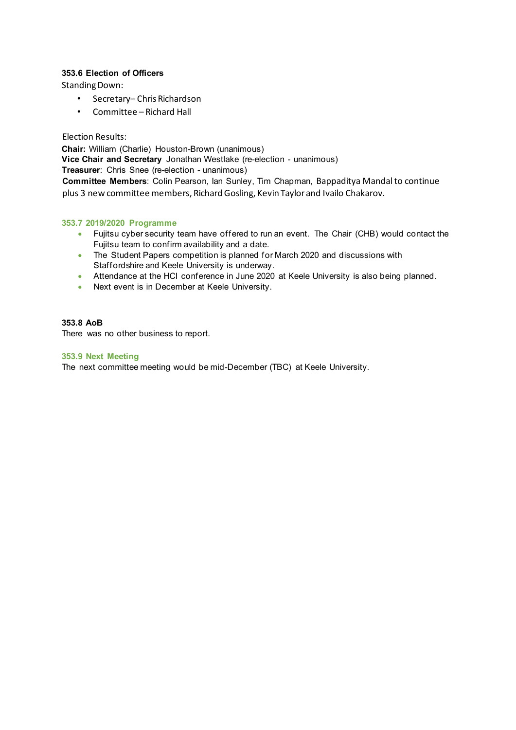### 353.6 Election of Officers

Standing Down:

- Secretary– Chris Richardson
- Committee – Richard Hall

Election Results:

**Chair:** William (Charlie) Houston-Brown (unanimous)
**Vice Chair and Secretary** Jonathan Westlake (re-election - unanimous)
**Treasurer**: Chris Snee (re-election - unanimous)
**Committee Members**: Colin Pearson, Ian Sunley, Tim Chapman, Bappaditya Mandal to continue plus 3 new committee members, Richard Gosling, Kevin Taylor and Ivailo Chakarov.

### 353.7 2019/2020 Programme

- Fujitsu cyber security team have offered to run an event. The Chair (CHB) would contact the Fujitsu team to confirm availability and a date.
- The Student Papers competition is planned for March 2020 and discussions with Staffordshire and Keele University is underway.
- Attendance at the HCI conference in June 2020 at Keele University is also being planned.
- Next event is in December at Keele University.

### 353.8 AoB

There was no other business to report.

### 353.9 Next Meeting

The next committee meeting would be mid-December (TBC) at Keele University.